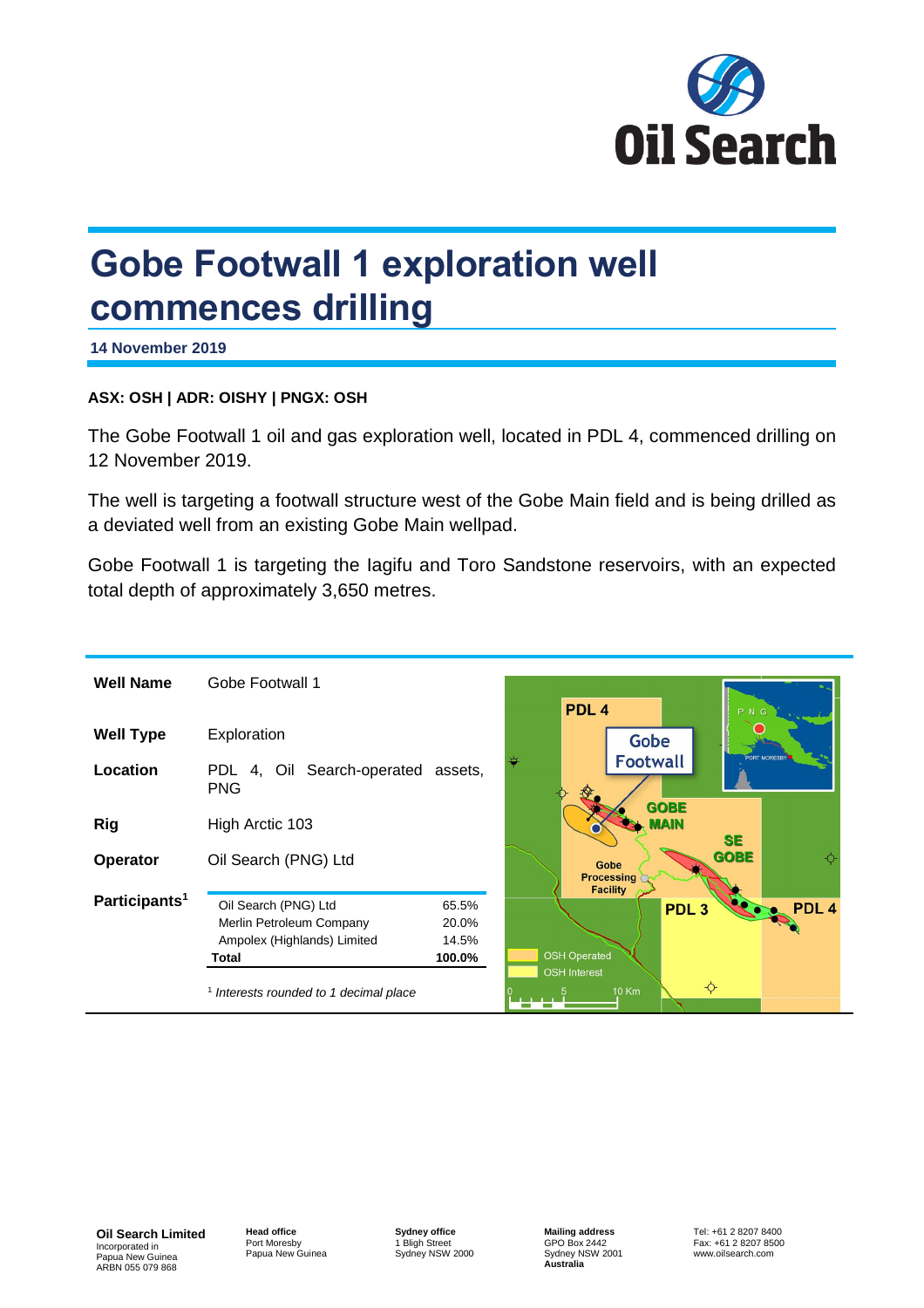# Gobe Footwall 1 exploration well commences drilling

**14 November 2019**

**ASX: OSH | ADR: OISHY | PNGX: OSH**

The Gobe Footwall 1 oil and gas exploration well, located in PDL 4, commenced drilling on 12 November 2019.

The well is targeting a footwall structure west of the Gobe Main field and is being drilled as a deviated well from an existing Gobe Main wellpad.

Gobe Footwall 1 is targeting the Iagifu and Toro Sandstone reservoirs, with an expected total depth of approximately 3,650 metres.

| | |
|---|---|
| **Well Name** | Gobe Footwall 1 |
| **Well Type** | Exploration |
| **Location** | PDL 4, Oil Search-operated assets, PNG |
| **Rig** | High Arctic 103 |
| **Operator** | Oil Search (PNG) Ltd |
| **Participants**[1] | |

| Participant | Interest |
|---|---|
| Oil Search (PNG) Ltd | 65.5% |
| Merlin Petroleum Company | 20.0% |
| Ampolex (Highlands) Limited | 14.5% |
| **Total** | **100.0%** |

[1] *Interests rounded to 1 decimal place*

**Oil Search Limited**
Incorporated in
Papua New Guinea
ARBN 055 079 868

**Head office**
Port Moresby
Papua New Guinea

**Sydney office**
1 Bligh Street
Sydney NSW 2000

**Mailing address**
GPO Box 2442
Sydney NSW 2001
**Australia**

Tel: +61 2 8207 8400
Fax: +61 2 8207 8500
www.oilsearch.com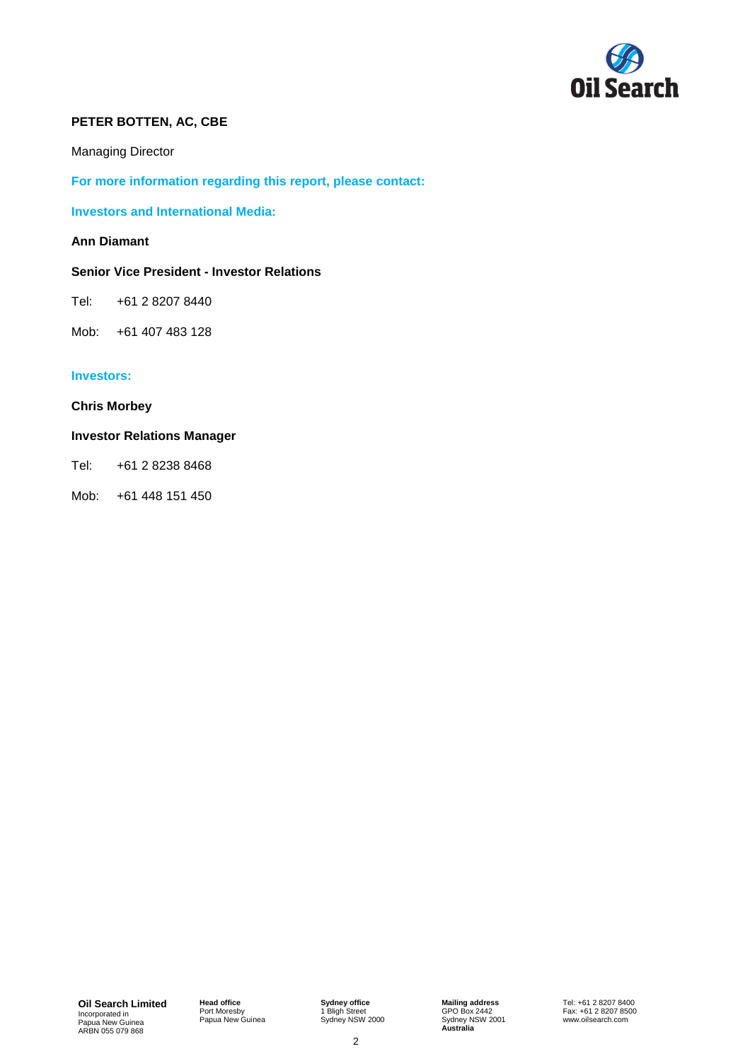**PETER BOTTEN, AC, CBE**

Managing Director

**For more information regarding this report, please contact:**

**Investors and International Media:**

**Ann Diamant**

**Senior Vice President - Investor Relations**

Tel: +61 2 8207 8440

Mob: +61 407 483 128

**Investors:**

**Chris Morbey**

**Investor Relations Manager**

Tel: +61 2 8238 8468

Mob: +61 448 151 450

**Oil Search Limited**
Incorporated in
Papua New Guinea
ARBN 055 079 868

**Head office**
Port Moresby
Papua New Guinea

**Sydney office**
1 Bligh Street
Sydney NSW 2000

**Mailing address**
GPO Box 2442
Sydney NSW 2001
**Australia**

Tel: +61 2 8207 8400
Fax: +61 2 8207 8500
www.oilsearch.com